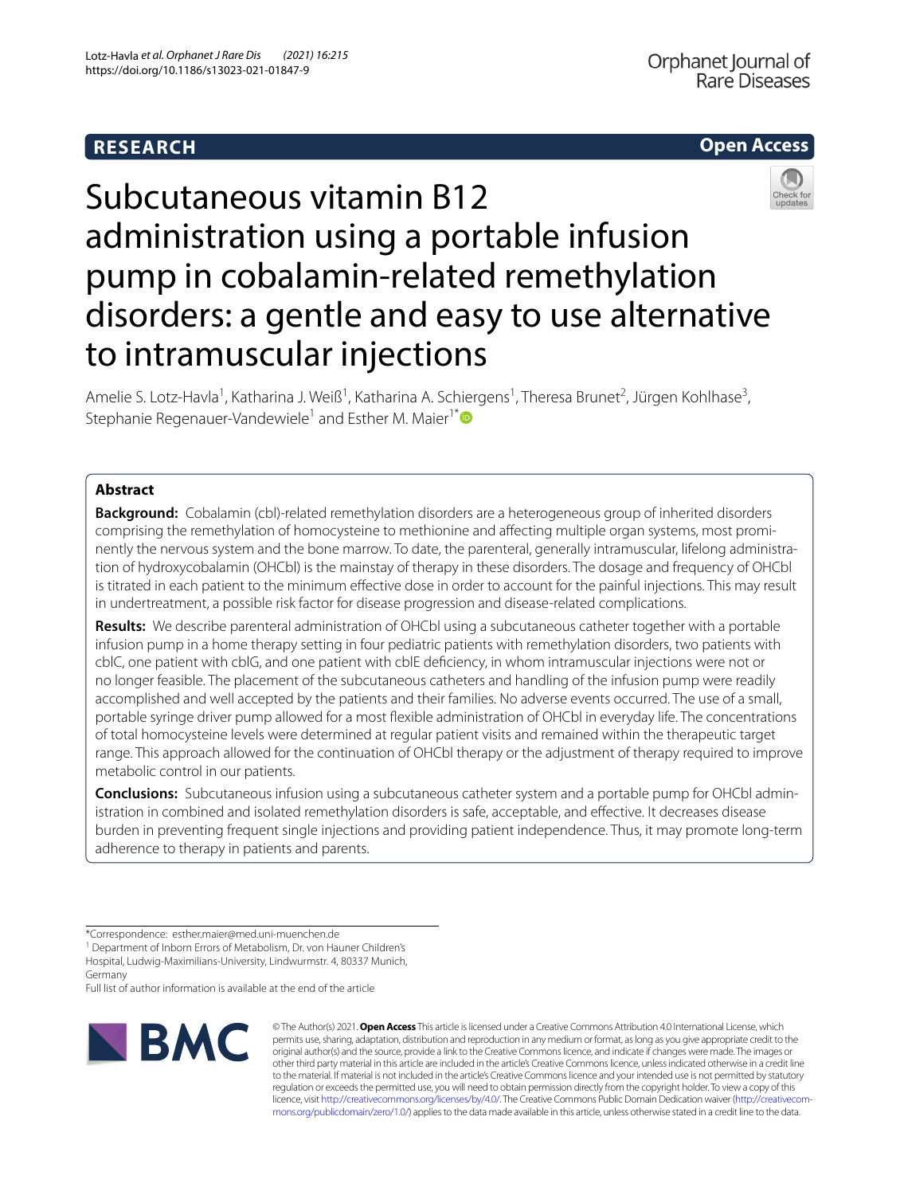RESEARCH

Open Access

# Subcutaneous vitamin B12 administration using a portable infusion pump in cobalamin-related remethylation disorders: a gentle and easy to use alternative to intramuscular injections

Amelie S. Lotz-Havla[1], Katharina J. Weiß[1], Katharina A. Schiergens[1], Theresa Brunet[2], Jürgen Kohlhase[3], Stephanie Regenauer-Vandewiele[1] and Esther M. Maier[1*]

## Abstract

**Background:** Cobalamin (cbl)-related remethylation disorders are a heterogeneous group of inherited disorders comprising the remethylation of homocysteine to methionine and affecting multiple organ systems, most prominently the nervous system and the bone marrow. To date, the parenteral, generally intramuscular, lifelong administration of hydroxycobalamin (OHCbl) is the mainstay of therapy in these disorders. The dosage and frequency of OHCbl is titrated in each patient to the minimum effective dose in order to account for the painful injections. This may result in undertreatment, a possible risk factor for disease progression and disease-related complications.

**Results:** We describe parenteral administration of OHCbl using a subcutaneous catheter together with a portable infusion pump in a home therapy setting in four pediatric patients with remethylation disorders, two patients with cblC, one patient with cblG, and one patient with cblE deficiency, in whom intramuscular injections were not or no longer feasible. The placement of the subcutaneous catheters and handling of the infusion pump were readily accomplished and well accepted by the patients and their families. No adverse events occurred. The use of a small, portable syringe driver pump allowed for a most flexible administration of OHCbl in everyday life. The concentrations of total homocysteine levels were determined at regular patient visits and remained within the therapeutic target range. This approach allowed for the continuation of OHCbl therapy or the adjustment of therapy required to improve metabolic control in our patients.

**Conclusions:** Subcutaneous infusion using a subcutaneous catheter system and a portable pump for OHCbl administration in combined and isolated remethylation disorders is safe, acceptable, and effective. It decreases disease burden in preventing frequent single injections and providing patient independence. Thus, it may promote long-term adherence to therapy in patients and parents.

*Correspondence: esther.maier@med.uni-muenchen.de

[1] Department of Inborn Errors of Metabolism, Dr. von Hauner Children's Hospital, Ludwig-Maximilians-University, Lindwurmstr. 4, 80337 Munich, Germany

Full list of author information is available at the end of the article

© The Author(s) 2021. **Open Access** This article is licensed under a Creative Commons Attribution 4.0 International License, which permits use, sharing, adaptation, distribution and reproduction in any medium or format, as long as you give appropriate credit to the original author(s) and the source, provide a link to the Creative Commons licence, and indicate if changes were made. The images or other third party material in this article are included in the article's Creative Commons licence, unless indicated otherwise in a credit line to the material. If material is not included in the article's Creative Commons licence and your intended use is not permitted by statutory regulation or exceeds the permitted use, you will need to obtain permission directly from the copyright holder. To view a copy of this licence, visit http://creativecommons.org/licenses/by/4.0/. The Creative Commons Public Domain Dedication waiver (http://creativecommons.org/publicdomain/zero/1.0/) applies to the data made available in this article, unless otherwise stated in a credit line to the data.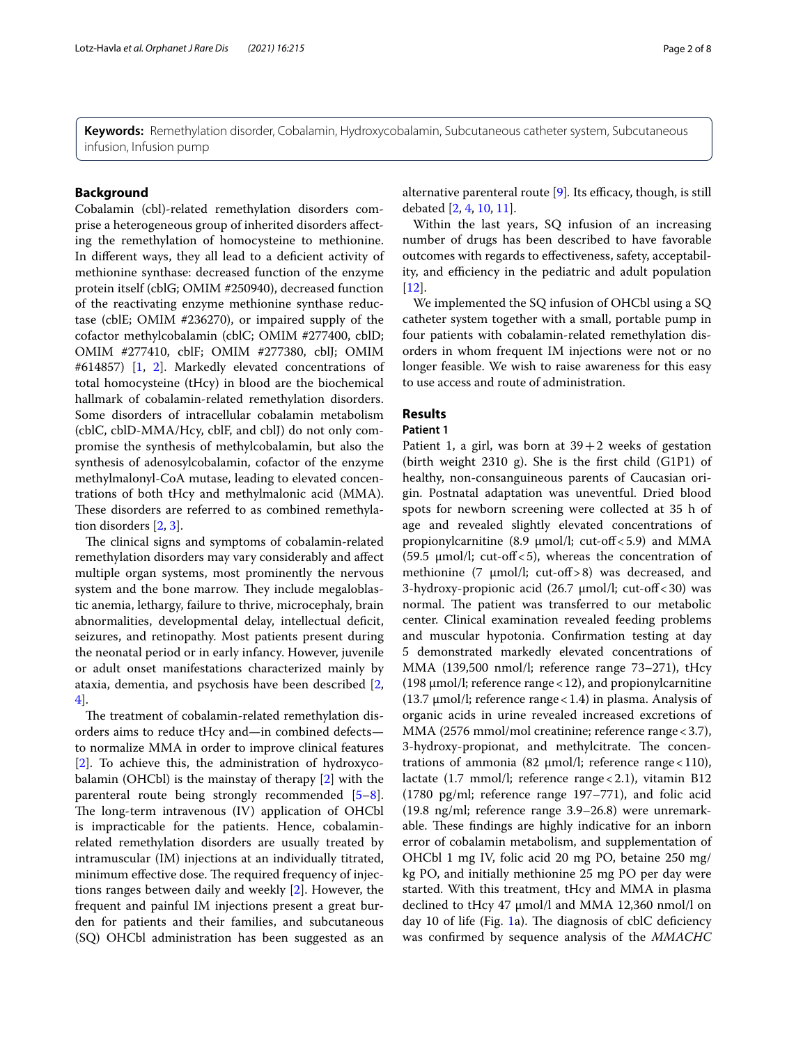**Keywords:** Remethylation disorder, Cobalamin, Hydroxycobalamin, Subcutaneous catheter system, Subcutaneous infusion, Infusion pump

## Background

Cobalamin (cbl)-related remethylation disorders comprise a heterogeneous group of inherited disorders affecting the remethylation of homocysteine to methionine. In different ways, they all lead to a deficient activity of methionine synthase: decreased function of the enzyme protein itself (cblG; OMIM #250940), decreased function of the reactivating enzyme methionine synthase reductase (cblE; OMIM #236270), or impaired supply of the cofactor methylcobalamin (cblC; OMIM #277400, cblD; OMIM #277410, cblF; OMIM #277380, cblJ; OMIM #614857) [1, 2]. Markedly elevated concentrations of total homocysteine (tHcy) in blood are the biochemical hallmark of cobalamin-related remethylation disorders. Some disorders of intracellular cobalamin metabolism (cblC, cblD-MMA/Hcy, cblF, and cblJ) do not only compromise the synthesis of methylcobalamin, but also the synthesis of adenosylcobalamin, cofactor of the enzyme methylmalonyl-CoA mutase, leading to elevated concentrations of both tHcy and methylmalonic acid (MMA). These disorders are referred to as combined remethylation disorders [2, 3].

The clinical signs and symptoms of cobalamin-related remethylation disorders may vary considerably and affect multiple organ systems, most prominently the nervous system and the bone marrow. They include megaloblastic anemia, lethargy, failure to thrive, microcephaly, brain abnormalities, developmental delay, intellectual deficit, seizures, and retinopathy. Most patients present during the neonatal period or in early infancy. However, juvenile or adult onset manifestations characterized mainly by ataxia, dementia, and psychosis have been described [2, 4].

The treatment of cobalamin-related remethylation disorders aims to reduce tHcy and—in combined defects—to normalize MMA in order to improve clinical features [2]. To achieve this, the administration of hydroxycobalamin (OHCbl) is the mainstay of therapy [2] with the parenteral route being strongly recommended [5–8]. The long-term intravenous (IV) application of OHCbl is impracticable for the patients. Hence, cobalamin-related remethylation disorders are usually treated by intramuscular (IM) injections at an individually titrated, minimum effective dose. The required frequency of injections ranges between daily and weekly [2]. However, the frequent and painful IM injections present a great burden for patients and their families, and subcutaneous (SQ) OHCbl administration has been suggested as an alternative parenteral route [9]. Its efficacy, though, is still debated [2, 4, 10, 11].

Within the last years, SQ infusion of an increasing number of drugs has been described to have favorable outcomes with regards to effectiveness, safety, acceptability, and efficiency in the pediatric and adult population [12].

We implemented the SQ infusion of OHCbl using a SQ catheter system together with a small, portable pump in four patients with cobalamin-related remethylation disorders in whom frequent IM injections were not or no longer feasible. We wish to raise awareness for this easy to use access and route of administration.

## Results

### Patient 1

Patient 1, a girl, was born at 39 + 2 weeks of gestation (birth weight 2310 g). She is the first child (G1P1) of healthy, non-consanguineous parents of Caucasian origin. Postnatal adaptation was uneventful. Dried blood spots for newborn screening were collected at 35 h of age and revealed slightly elevated concentrations of propionylcarnitine (8.9 µmol/l; cut-off < 5.9) and MMA (59.5 µmol/l; cut-off < 5), whereas the concentration of methionine (7 µmol/l; cut-off > 8) was decreased, and 3-hydroxy-propionic acid (26.7 µmol/l; cut-off < 30) was normal. The patient was transferred to our metabolic center. Clinical examination revealed feeding problems and muscular hypotonia. Confirmation testing at day 5 demonstrated markedly elevated concentrations of MMA (139,500 nmol/l; reference range 73–271), tHcy (198 µmol/l; reference range < 12), and propionylcarnitine (13.7 µmol/l; reference range < 1.4) in plasma. Analysis of organic acids in urine revealed increased excretions of MMA (2576 mmol/mol creatinine; reference range < 3.7), 3-hydroxy-propionat, and methylcitrate. The concentrations of ammonia (82 µmol/l; reference range < 110), lactate (1.7 mmol/l; reference range < 2.1), vitamin B12 (1780 pg/ml; reference range 197–771), and folic acid (19.8 ng/ml; reference range 3.9–26.8) were unremarkable. These findings are highly indicative for an inborn error of cobalamin metabolism, and supplementation of OHCbl 1 mg IV, folic acid 20 mg PO, betaine 250 mg/kg PO, and initially methionine 25 mg PO per day were started. With this treatment, tHcy and MMA in plasma declined to tHcy 47 µmol/l and MMA 12,360 nmol/l on day 10 of life (Fig. 1a). The diagnosis of cblC deficiency was confirmed by sequence analysis of the *MMACHC*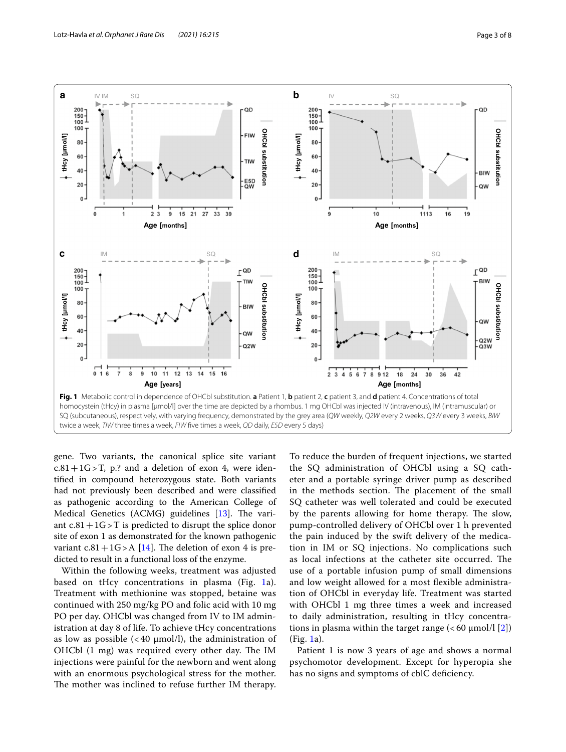**Fig. 1** Metabolic control in dependence of OHCbl substitution. **a** Patient 1, **b** patient 2, **c** patient 3, and **d** patient 4. Concentrations of total homocystein (tHcy) in plasma [µmol/l] over the time are depicted by a rhombus. 1 mg OHCbl was injected IV (intravenous), IM (intramuscular) or SQ (subcutaneous), respectively, with varying frequency, demonstrated by the grey area (*QW* weekly, *Q2W* every 2 weeks, *Q3W* every 3 weeks, *BIW* twice a week, *TIW* three times a week, *FIW* five times a week, *QD* daily, *E5D* every 5 days)

gene. Two variants, the canonical splice site variant c.81 + 1G > T, p.? and a deletion of exon 4, were identified in compound heterozygous state. Both variants had not previously been described and were classified as pathogenic according to the American College of Medical Genetics (ACMG) guidelines [13]. The variant c.81 + 1G > T is predicted to disrupt the splice donor site of exon 1 as demonstrated for the known pathogenic variant c.81 + 1G > A [14]. The deletion of exon 4 is predicted to result in a functional loss of the enzyme.

Within the following weeks, treatment was adjusted based on tHcy concentrations in plasma (Fig. 1a). Treatment with methionine was stopped, betaine was continued with 250 mg/kg PO and folic acid with 10 mg PO per day. OHCbl was changed from IV to IM administration at day 8 of life. To achieve tHcy concentrations as low as possible (< 40 µmol/l), the administration of OHCbl (1 mg) was required every other day. The IM injections were painful for the newborn and went along with an enormous psychological stress for the mother. The mother was inclined to refuse further IM therapy. To reduce the burden of frequent injections, we started the SQ administration of OHCbl using a SQ catheter and a portable syringe driver pump as described in the methods section. The placement of the small SQ catheter was well tolerated and could be executed by the parents allowing for home therapy. The slow, pump-controlled delivery of OHCbl over 1 h prevented the pain induced by the swift delivery of the medication in IM or SQ injections. No complications such as local infections at the catheter site occurred. The use of a portable infusion pump of small dimensions and low weight allowed for a most flexible administration of OHCbl in everyday life. Treatment was started with OHCbl 1 mg three times a week and increased to daily administration, resulting in tHcy concentrations in plasma within the target range (< 60 µmol/l [2]) (Fig. 1a).

Patient 1 is now 3 years of age and shows a normal psychomotor development. Except for hyperopia she has no signs and symptoms of cblC deficiency.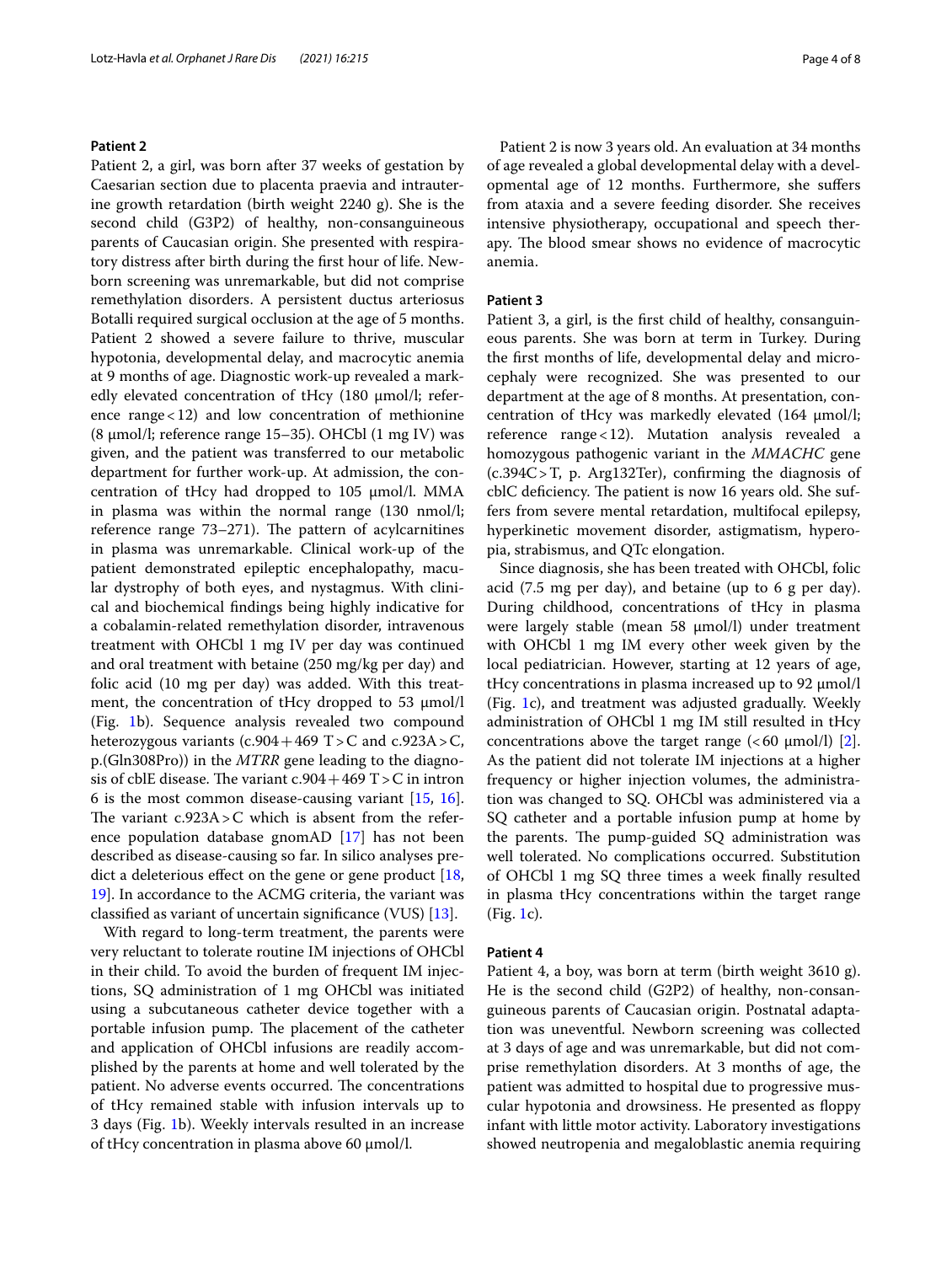### Patient 2

Patient 2, a girl, was born after 37 weeks of gestation by Caesarian section due to placenta praevia and intrauterine growth retardation (birth weight 2240 g). She is the second child (G3P2) of healthy, non-consanguineous parents of Caucasian origin. She presented with respiratory distress after birth during the first hour of life. Newborn screening was unremarkable, but did not comprise remethylation disorders. A persistent ductus arteriosus Botalli required surgical occlusion at the age of 5 months. Patient 2 showed a severe failure to thrive, muscular hypotonia, developmental delay, and macrocytic anemia at 9 months of age. Diagnostic work-up revealed a markedly elevated concentration of tHcy (180 µmol/l; reference range < 12) and low concentration of methionine (8 µmol/l; reference range 15–35). OHCbl (1 mg IV) was given, and the patient was transferred to our metabolic department for further work-up. At admission, the concentration of tHcy had dropped to 105 µmol/l. MMA in plasma was within the normal range (130 nmol/l; reference range 73–271). The pattern of acylcarnitines in plasma was unremarkable. Clinical work-up of the patient demonstrated epileptic encephalopathy, macular dystrophy of both eyes, and nystagmus. With clinical and biochemical findings being highly indicative for a cobalamin-related remethylation disorder, intravenous treatment with OHCbl 1 mg IV per day was continued and oral treatment with betaine (250 mg/kg per day) and folic acid (10 mg per day) was added. With this treatment, the concentration of tHcy dropped to 53 µmol/l (Fig. 1b). Sequence analysis revealed two compound heterozygous variants (c.904 + 469 T > C and c.923A > C, p.(Gln308Pro)) in the *MTRR* gene leading to the diagnosis of cblE disease. The variant c.904 + 469 T > C in intron 6 is the most common disease-causing variant [15, 16]. The variant c.923A > C which is absent from the reference population database gnomAD [17] has not been described as disease-causing so far. In silico analyses predict a deleterious effect on the gene or gene product [18, 19]. In accordance to the ACMG criteria, the variant was classified as variant of uncertain significance (VUS) [13].

With regard to long-term treatment, the parents were very reluctant to tolerate routine IM injections of OHCbl in their child. To avoid the burden of frequent IM injections, SQ administration of 1 mg OHCbl was initiated using a subcutaneous catheter device together with a portable infusion pump. The placement of the catheter and application of OHCbl infusions are readily accomplished by the parents at home and well tolerated by the patient. No adverse events occurred. The concentrations of tHcy remained stable with infusion intervals up to 3 days (Fig. 1b). Weekly intervals resulted in an increase of tHcy concentration in plasma above 60 µmol/l.

Patient 2 is now 3 years old. An evaluation at 34 months of age revealed a global developmental delay with a developmental age of 12 months. Furthermore, she suffers from ataxia and a severe feeding disorder. She receives intensive physiotherapy, occupational and speech therapy. The blood smear shows no evidence of macrocytic anemia.

### Patient 3

Patient 3, a girl, is the first child of healthy, consanguineous parents. She was born at term in Turkey. During the first months of life, developmental delay and microcephaly were recognized. She was presented to our department at the age of 8 months. At presentation, concentration of tHcy was markedly elevated (164 µmol/l; reference range < 12). Mutation analysis revealed a homozygous pathogenic variant in the *MMACHC* gene (c.394C > T, p. Arg132Ter), confirming the diagnosis of cblC deficiency. The patient is now 16 years old. She suffers from severe mental retardation, multifocal epilepsy, hyperkinetic movement disorder, astigmatism, hyperopia, strabismus, and QTc elongation.

Since diagnosis, she has been treated with OHCbl, folic acid (7.5 mg per day), and betaine (up to 6 g per day). During childhood, concentrations of tHcy in plasma were largely stable (mean 58 µmol/l) under treatment with OHCbl 1 mg IM every other week given by the local pediatrician. However, starting at 12 years of age, tHcy concentrations in plasma increased up to 92 µmol/l (Fig. 1c), and treatment was adjusted gradually. Weekly administration of OHCbl 1 mg IM still resulted in tHcy concentrations above the target range (< 60 µmol/l) [2]. As the patient did not tolerate IM injections at a higher frequency or higher injection volumes, the administration was changed to SQ. OHCbl was administered via a SQ catheter and a portable infusion pump at home by the parents. The pump-guided SQ administration was well tolerated. No complications occurred. Substitution of OHCbl 1 mg SQ three times a week finally resulted in plasma tHcy concentrations within the target range (Fig. 1c).

### Patient 4

Patient 4, a boy, was born at term (birth weight 3610 g). He is the second child (G2P2) of healthy, non-consanguineous parents of Caucasian origin. Postnatal adaptation was uneventful. Newborn screening was collected at 3 days of age and was unremarkable, but did not comprise remethylation disorders. At 3 months of age, the patient was admitted to hospital due to progressive muscular hypotonia and drowsiness. He presented as floppy infant with little motor activity. Laboratory investigations showed neutropenia and megaloblastic anemia requiring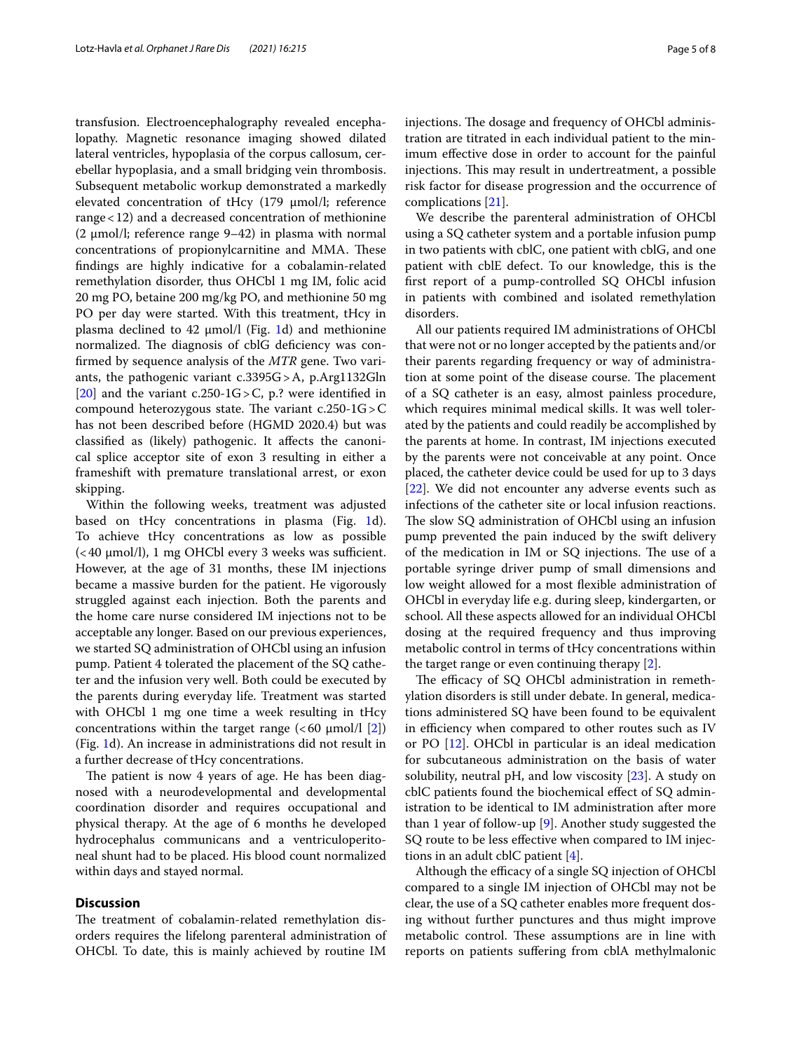transfusion. Electroencephalography revealed encephalopathy. Magnetic resonance imaging showed dilated lateral ventricles, hypoplasia of the corpus callosum, cerebellar hypoplasia, and a small bridging vein thrombosis. Subsequent metabolic workup demonstrated a markedly elevated concentration of tHcy (179 µmol/l; reference range < 12) and a decreased concentration of methionine (2 µmol/l; reference range 9–42) in plasma with normal concentrations of propionylcarnitine and MMA. These findings are highly indicative for a cobalamin-related remethylation disorder, thus OHCbl 1 mg IM, folic acid 20 mg PO, betaine 200 mg/kg PO, and methionine 50 mg PO per day were started. With this treatment, tHcy in plasma declined to 42 µmol/l (Fig. 1d) and methionine normalized. The diagnosis of cblG deficiency was confirmed by sequence analysis of the *MTR* gene. Two variants, the pathogenic variant c.3395G > A, p.Arg1132Gln [20] and the variant c.250-1G > C, p.? were identified in compound heterozygous state. The variant c.250-1G > C has not been described before (HGMD 2020.4) but was classified as (likely) pathogenic. It affects the canonical splice acceptor site of exon 3 resulting in either a frameshift with premature translational arrest, or exon skipping.

Within the following weeks, treatment was adjusted based on tHcy concentrations in plasma (Fig. 1d). To achieve tHcy concentrations as low as possible (< 40 µmol/l), 1 mg OHCbl every 3 weeks was sufficient. However, at the age of 31 months, these IM injections became a massive burden for the patient. He vigorously struggled against each injection. Both the parents and the home care nurse considered IM injections not to be acceptable any longer. Based on our previous experiences, we started SQ administration of OHCbl using an infusion pump. Patient 4 tolerated the placement of the SQ catheter and the infusion very well. Both could be executed by the parents during everyday life. Treatment was started with OHCbl 1 mg one time a week resulting in tHcy concentrations within the target range (< 60 µmol/l [2]) (Fig. 1d). An increase in administrations did not result in a further decrease of tHcy concentrations.

The patient is now 4 years of age. He has been diagnosed with a neurodevelopmental and developmental coordination disorder and requires occupational and physical therapy. At the age of 6 months he developed hydrocephalus communicans and a ventriculoperitoneal shunt had to be placed. His blood count normalized within days and stayed normal.

## Discussion

The treatment of cobalamin-related remethylation disorders requires the lifelong parenteral administration of OHCbl. To date, this is mainly achieved by routine IM injections. The dosage and frequency of OHCbl administration are titrated in each individual patient to the minimum effective dose in order to account for the painful injections. This may result in undertreatment, a possible risk factor for disease progression and the occurrence of complications [21].

We describe the parenteral administration of OHCbl using a SQ catheter system and a portable infusion pump in two patients with cblC, one patient with cblG, and one patient with cblE defect. To our knowledge, this is the first report of a pump-controlled SQ OHCbl infusion in patients with combined and isolated remethylation disorders.

All our patients required IM administrations of OHCbl that were not or no longer accepted by the patients and/or their parents regarding frequency or way of administration at some point of the disease course. The placement of a SQ catheter is an easy, almost painless procedure, which requires minimal medical skills. It was well tolerated by the patients and could readily be accomplished by the parents at home. In contrast, IM injections executed by the parents were not conceivable at any point. Once placed, the catheter device could be used for up to 3 days [22]. We did not encounter any adverse events such as infections of the catheter site or local infusion reactions. The slow SQ administration of OHCbl using an infusion pump prevented the pain induced by the swift delivery of the medication in IM or SQ injections. The use of a portable syringe driver pump of small dimensions and low weight allowed for a most flexible administration of OHCbl in everyday life e.g. during sleep, kindergarten, or school. All these aspects allowed for an individual OHCbl dosing at the required frequency and thus improving metabolic control in terms of tHcy concentrations within the target range or even continuing therapy [2].

The efficacy of SQ OHCbl administration in remethylation disorders is still under debate. In general, medications administered SQ have been found to be equivalent in efficiency when compared to other routes such as IV or PO [12]. OHCbl in particular is an ideal medication for subcutaneous administration on the basis of water solubility, neutral pH, and low viscosity [23]. A study on cblC patients found the biochemical effect of SQ administration to be identical to IM administration after more than 1 year of follow-up [9]. Another study suggested the SQ route to be less effective when compared to IM injections in an adult cblC patient [4].

Although the efficacy of a single SQ injection of OHCbl compared to a single IM injection of OHCbl may not be clear, the use of a SQ catheter enables more frequent dosing without further punctures and thus might improve metabolic control. These assumptions are in line with reports on patients suffering from cblA methylmalonic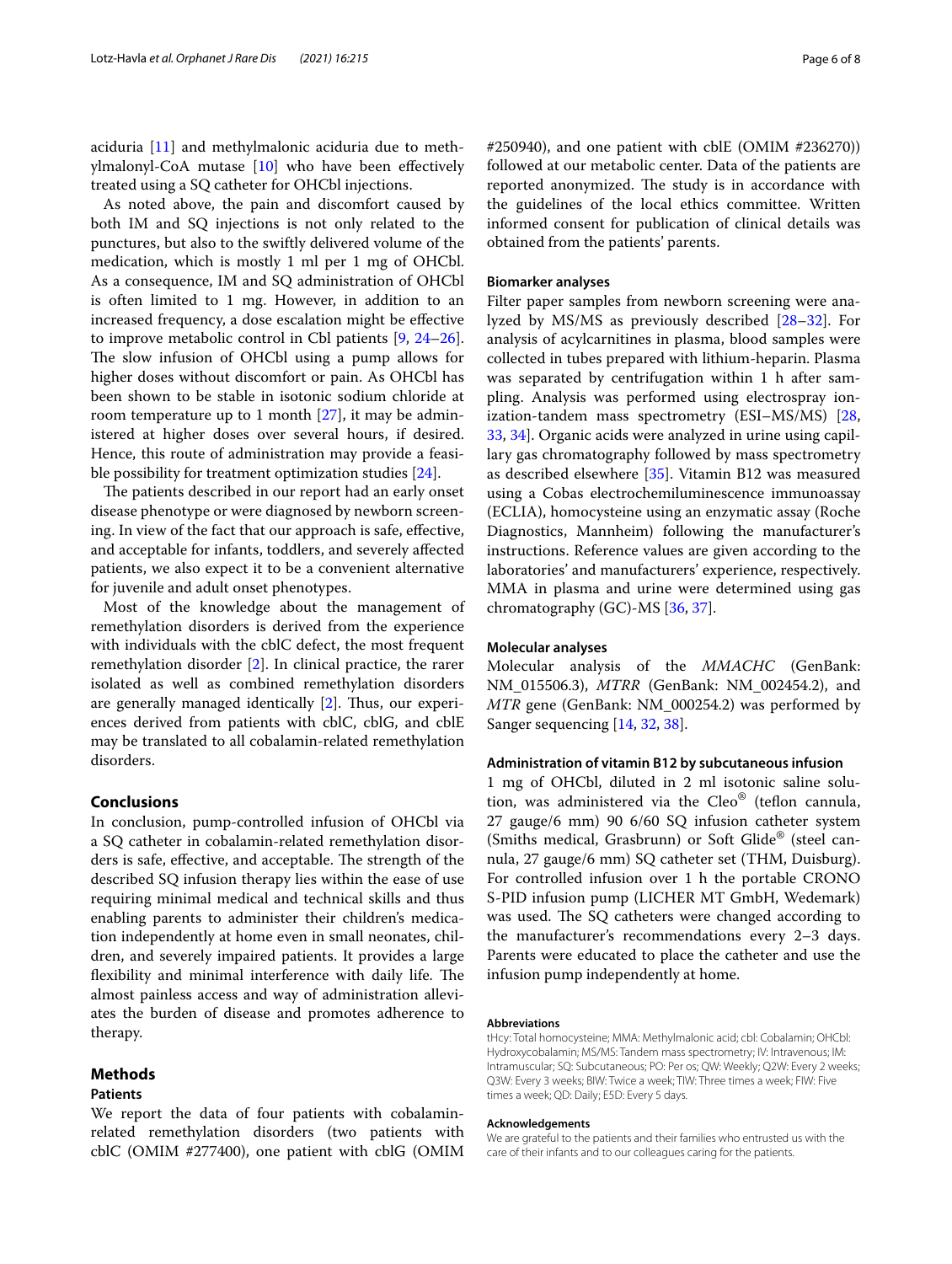aciduria [11] and methylmalonic aciduria due to methylmalonyl-CoA mutase [10] who have been effectively treated using a SQ catheter for OHCbl injections.

As noted above, the pain and discomfort caused by both IM and SQ injections is not only related to the punctures, but also to the swiftly delivered volume of the medication, which is mostly 1 ml per 1 mg of OHCbl. As a consequence, IM and SQ administration of OHCbl is often limited to 1 mg. However, in addition to an increased frequency, a dose escalation might be effective to improve metabolic control in Cbl patients [9, 24–26]. The slow infusion of OHCbl using a pump allows for higher doses without discomfort or pain. As OHCbl has been shown to be stable in isotonic sodium chloride at room temperature up to 1 month [27], it may be administered at higher doses over several hours, if desired. Hence, this route of administration may provide a feasible possibility for treatment optimization studies [24].

The patients described in our report had an early onset disease phenotype or were diagnosed by newborn screening. In view of the fact that our approach is safe, effective, and acceptable for infants, toddlers, and severely affected patients, we also expect it to be a convenient alternative for juvenile and adult onset phenotypes.

Most of the knowledge about the management of remethylation disorders is derived from the experience with individuals with the cblC defect, the most frequent remethylation disorder [2]. In clinical practice, the rarer isolated as well as combined remethylation disorders are generally managed identically [2]. Thus, our experiences derived from patients with cblC, cblG, and cblE may be translated to all cobalamin-related remethylation disorders.

## Conclusions

In conclusion, pump-controlled infusion of OHCbl via a SQ catheter in cobalamin-related remethylation disorders is safe, effective, and acceptable. The strength of the described SQ infusion therapy lies within the ease of use requiring minimal medical and technical skills and thus enabling parents to administer their children's medication independently at home even in small neonates, children, and severely impaired patients. It provides a large flexibility and minimal interference with daily life. The almost painless access and way of administration alleviates the burden of disease and promotes adherence to therapy.

## Methods

### Patients

We report the data of four patients with cobalamin-related remethylation disorders (two patients with cblC (OMIM #277400), one patient with cblG (OMIM #250940), and one patient with cblE (OMIM #236270)) followed at our metabolic center. Data of the patients are reported anonymized. The study is in accordance with the guidelines of the local ethics committee. Written informed consent for publication of clinical details was obtained from the patients' parents.

### Biomarker analyses

Filter paper samples from newborn screening were analyzed by MS/MS as previously described [28–32]. For analysis of acylcarnitines in plasma, blood samples were collected in tubes prepared with lithium-heparin. Plasma was separated by centrifugation within 1 h after sampling. Analysis was performed using electrospray ionization-tandem mass spectrometry (ESI–MS/MS) [28, 33, 34]. Organic acids were analyzed in urine using capillary gas chromatography followed by mass spectrometry as described elsewhere [35]. Vitamin B12 was measured using a Cobas electrochemiluminescence immunoassay (ECLIA), homocysteine using an enzymatic assay (Roche Diagnostics, Mannheim) following the manufacturer's instructions. Reference values are given according to the laboratories' and manufacturers' experience, respectively. MMA in plasma and urine were determined using gas chromatography (GC)-MS [36, 37].

### Molecular analyses

Molecular analysis of the *MMACHC* (GenBank: NM_015506.3), *MTRR* (GenBank: NM_002454.2), and *MTR* gene (GenBank: NM_000254.2) was performed by Sanger sequencing [14, 32, 38].

### Administration of vitamin B12 by subcutaneous infusion

1 mg of OHCbl, diluted in 2 ml isotonic saline solution, was administered via the Cleo® (teflon cannula, 27 gauge/6 mm) 90 6/60 SQ infusion catheter system (Smiths medical, Grasbrunn) or Soft Glide® (steel cannula, 27 gauge/6 mm) SQ catheter set (THM, Duisburg). For controlled infusion over 1 h the portable CRONO S-PID infusion pump (LICHER MT GmbH, Wedemark) was used. The SQ catheters were changed according to the manufacturer's recommendations every 2–3 days. Parents were educated to place the catheter and use the infusion pump independently at home.

#### Abbreviations

tHcy: Total homocysteine; MMA: Methylmalonic acid; cbl: Cobalamin; OHCbl: Hydroxycobalamin; MS/MS: Tandem mass spectrometry; IV: Intravenous; IM: Intramuscular; SQ: Subcutaneous; PO: Per os; QW: Weekly; Q2W: Every 2 weeks; Q3W: Every 3 weeks; BIW: Twice a week; TIW: Three times a week; FIW: Five times a week; QD: Daily; E5D: Every 5 days.

#### Acknowledgements

We are grateful to the patients and their families who entrusted us with the care of their infants and to our colleagues caring for the patients.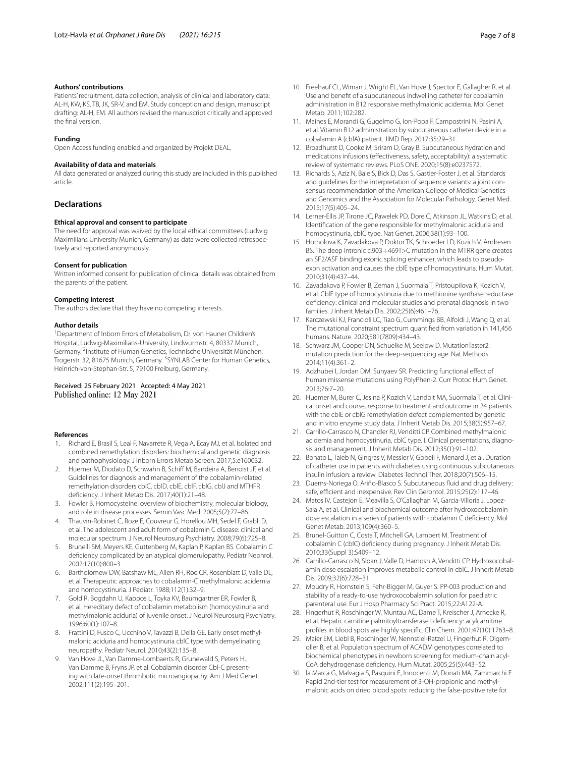### Authors' contributions

Patients' recruitment, data collection, analysis of clinical and laboratory data: AL-H, KW, KS, TB, JK, SR-V, and EM. Study conception and design, manuscript drafting: AL-H, EM. All authors revised the manuscript critically and approved the final version.

### Funding

Open Access funding enabled and organized by Projekt DEAL.

### Availability of data and materials

All data generated or analyzed during this study are included in this published article.

## Declarations

### Ethical approval and consent to participate

The need for approval was waived by the local ethical committees (Ludwig Maximilians University Munich, Germany) as data were collected retrospectively and reported anonymously.

### Consent for publication

Written informed consent for publication of clinical details was obtained from the parents of the patient.

### Competing interest

The authors declare that they have no competing interests.

### Author details

[1]Department of Inborn Errors of Metabolism, Dr. von Hauner Children's Hospital, Ludwig-Maximilians-University, Lindwurmstr. 4, 80337 Munich, Germany. [2]Institute of Human Genetics, Technische Universität München, Trogerstr. 32, 81675 Munich, Germany. [3]SYNLAB Center for Human Genetics, Heinrich-von-Stephan-Str. 5, 79100 Freiburg, Germany.

Received: 25 February 2021 Accepted: 4 May 2021
Published online: 12 May 2021

### References

1. Richard E, Brasil S, Leal F, Navarrete R, Vega A, Ecay MJ, et al. Isolated and combined remethylation disorders: biochemical and genetic diagnosis and pathophysiology. J Inborn Errors Metab Screen. 2017;5:e160032.
2. Huemer M, Diodato D, Schwahn B, Schiff M, Bandeira A, Benoist JF, et al. Guidelines for diagnosis and management of the cobalamin-related remethylation disorders cblC, cblD, cblE, cblF, cblG, cblJ and MTHFR deficiency. J Inherit Metab Dis. 2017;40(1):21–48.
3. Fowler B. Homocysteine: overview of biochemistry, molecular biology, and role in disease processes. Semin Vasc Med. 2005;5(2):77–86.
4. Thauvin-Robinet C, Roze E, Couvreur G, Horellou MH, Sedel F, Grabli D, et al. The adolescent and adult form of cobalamin C disease: clinical and molecular spectrum. J Neurol Neurosurg Psychiatry. 2008;79(6):725–8.
5. Brunelli SM, Meyers KE, Guttenberg M, Kaplan P, Kaplan BS. Cobalamin C deficiency complicated by an atypical glomerulopathy. Pediatr Nephrol. 2002;17(10):800–3.
6. Bartholomew DW, Batshaw ML, Allen RH, Roe CR, Rosenblatt D, Valle DL, et al. Therapeutic approaches to cobalamin-C methylmalonic acidemia and homocystinuria. J Pediatr. 1988;112(1):32–9.
7. Gold R, Bogdahn U, Kappos L, Toyka KV, Baumgartner ER, Fowler B, et al. Hereditary defect of cobalamin metabolism (homocystinuria and methylmalonic aciduria) of juvenile onset. J Neurol Neurosurg Psychiatry. 1996;60(1):107–8.
8. Frattini D, Fusco C, Ucchino V, Tavazzi B, Della GE. Early onset methylmalonic aciduria and homocystinuria cblC type with demyelinating neuropathy. Pediatr Neurol. 2010;43(2):135–8.
9. Van Hove JL, Van Damme-Lombaerts R, Grunewald S, Peters H, Van Damme B, Fryns JP, et al. Cobalamin disorder Cbl-C presenting with late-onset thrombotic microangiopathy. Am J Med Genet. 2002;111(2):195–201.
10. Freehauf CL, Wiman J, Wright EL, Van Hove J, Spector E, Gallagher R, et al. Use and benefit of a subcutaneous indwelling catheter for cobalamin administration in B12 responsive methylmalonic acidemia. Mol Genet Metab. 2011;102:282.
11. Maines E, Morandi G, Gugelmo G, Ion-Popa F, Campostrini N, Pasini A, et al. Vitamin B12 administration by subcutaneous catheter device in a cobalamin A (cblA) patient. JIMD Rep. 2017;35:29–31.
12. Broadhurst D, Cooke M, Sriram D, Gray B. Subcutaneous hydration and medications infusions (effectiveness, safety, acceptability): a systematic review of systematic reviews. PLoS ONE. 2020;15(8):e0237572.
13. Richards S, Aziz N, Bale S, Bick D, Das S, Gastier-Foster J, et al. Standards and guidelines for the interpretation of sequence variants: a joint consensus recommendation of the American College of Medical Genetics and Genomics and the Association for Molecular Pathology. Genet Med. 2015;17(5):405–24.
14. Lerner-Ellis JP, Tirone JC, Pawelek PD, Dore C, Atkinson JL, Watkins D, et al. Identification of the gene responsible for methylmalonic aciduria and homocystinuria, cblC type. Nat Genet. 2006;38(1):93–100.
15. Homolova K, Zavadakova P, Doktor TK, Schroeder LD, Kozich V, Andresen BS. The deep intronic c.903+469T>C mutation in the MTRR gene creates an SF2/ASF binding exonic splicing enhancer, which leads to pseudoexon activation and causes the cblE type of homocystinuria. Hum Mutat. 2010;31(4):437–44.
16. Zavadakova P, Fowler B, Zeman J, Suormala T, Pristoupilova K, Kozich V, et al. CblE type of homocystinuria due to methionine synthase reductase deficiency: clinical and molecular studies and prenatal diagnosis in two families. J Inherit Metab Dis. 2002;25(6):461–76.
17. Karczewski KJ, Francioli LC, Tiao G, Cummings BB, Alfoldi J, Wang Q, et al. The mutational constraint spectrum quantified from variation in 141,456 humans. Nature. 2020;581(7809):434–43.
18. Schwarz JM, Cooper DN, Schuelke M, Seelow D. MutationTaster2: mutation prediction for the deep-sequencing age. Nat Methods. 2014;11(4):361–2.
19. Adzhubei I, Jordan DM, Sunyaev SR. Predicting functional effect of human missense mutations using PolyPhen-2. Curr Protoc Hum Genet. 2013;76:7–20.
20. Huemer M, Burer C, Jesina P, Kozich V, Landolt MA, Suormala T, et al. Clinical onset and course, response to treatment and outcome in 24 patients with the cblE or cblG remethylation defect complemented by genetic and in vitro enzyme study data. J Inherit Metab Dis. 2015;38(5):957–67.
21. Carrillo-Carrasco N, Chandler RJ, Venditti CP. Combined methylmalonic acidemia and homocystinuria, cblC type. I. Clinical presentations, diagnosis and management. J Inherit Metab Dis. 2012;35(1):91–102.
22. Bonato L, Taleb N, Gingras V, Messier V, Gobeil F, Menard J, et al. Duration of catheter use in patients with diabetes using continuous subcutaneous insulin infusion: a review. Diabetes Technol Ther. 2018;20(7):506–15.
23. Duems-Noriega O, Ariño-Blasco S. Subcutaneous fluid and drug delivery: safe, efficient and inexpensive. Rev Clin Gerontol. 2015;25(2):117–46.
24. Matos IV, Castejon E, Meavilla S, O'Callaghan M, Garcia-Villoria J, Lopez-Sala A, et al. Clinical and biochemical outcome after hydroxocobalamin dose escalation in a series of patients with cobalamin C deficiency. Mol Genet Metab. 2013;109(4):360–5.
25. Brunel-Guitton C, Costa T, Mitchell GA, Lambert M. Treatment of cobalamin C (cblC) deficiency during pregnancy. J Inherit Metab Dis. 2010;33(Suppl 3):S409–12.
26. Carrillo-Carrasco N, Sloan J, Valle D, Hamosh A, Venditti CP. Hydroxocobalamin dose escalation improves metabolic control in cblC. J Inherit Metab Dis. 2009;32(6):728–31.
27. Moudry R, Hornstein S, Fehr-Bigger M, Guyer S. PP-003 production and stability of a ready-to-use hydroxocobalamin solution for paediatric parenteral use. Eur J Hosp Pharmacy Sci Pract. 2015;22:A122-A.
28. Fingerhut R, Roschinger W, Muntau AC, Dame T, Kreischer J, Arnecke R, et al. Hepatic carnitine palmitoyltransferase I deficiency: acylcarnitine profiles in blood spots are highly specific. Clin Chem. 2001;47(10):1763–8.
29. Maier EM, Liebl B, Roschinger W, Nennstiel-Ratzel U, Fingerhut R, Olgemoller B, et al. Population spectrum of ACADM genotypes correlated to biochemical phenotypes in newborn screening for medium-chain acyl-CoA dehydrogenase deficiency. Hum Mutat. 2005;25(5):443–52.
30. la Marca G, Malvagia S, Pasquini E, Innocenti M, Donati MA, Zammarchi E. Rapid 2nd-tier test for measurement of 3-OH-propionic and methylmalonic acids on dried blood spots: reducing the false-positive rate for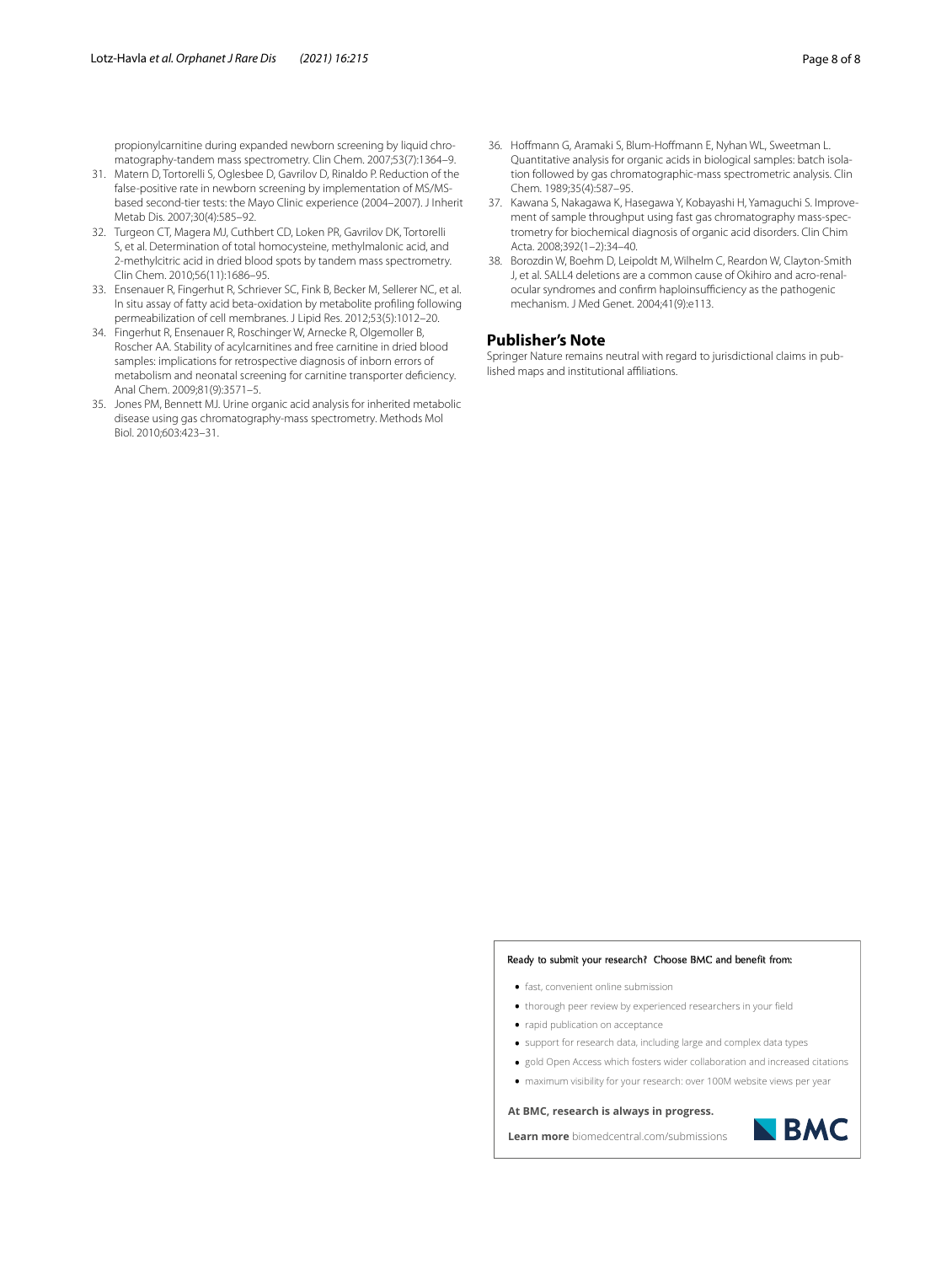propionylcarnitine during expanded newborn screening by liquid chromatography-tandem mass spectrometry. Clin Chem. 2007;53(7):1364–9.

31. Matern D, Tortorelli S, Oglesbee D, Gavrilov D, Rinaldo P. Reduction of the false-positive rate in newborn screening by implementation of MS/MS-based second-tier tests: the Mayo Clinic experience (2004–2007). J Inherit Metab Dis. 2007;30(4):585–92.
32. Turgeon CT, Magera MJ, Cuthbert CD, Loken PR, Gavrilov DK, Tortorelli S, et al. Determination of total homocysteine, methylmalonic acid, and 2-methylcitric acid in dried blood spots by tandem mass spectrometry. Clin Chem. 2010;56(11):1686–95.
33. Ensenauer R, Fingerhut R, Schriever SC, Fink B, Becker M, Sellerer NC, et al. In situ assay of fatty acid beta-oxidation by metabolite profiling following permeabilization of cell membranes. J Lipid Res. 2012;53(5):1012–20.
34. Fingerhut R, Ensenauer R, Roschinger W, Arnecke R, Olgemoller B, Roscher AA. Stability of acylcarnitines and free carnitine in dried blood samples: implications for retrospective diagnosis of inborn errors of metabolism and neonatal screening for carnitine transporter deficiency. Anal Chem. 2009;81(9):3571–5.
35. Jones PM, Bennett MJ. Urine organic acid analysis for inherited metabolic disease using gas chromatography-mass spectrometry. Methods Mol Biol. 2010;603:423–31.
36. Hoffmann G, Aramaki S, Blum-Hoffmann E, Nyhan WL, Sweetman L. Quantitative analysis for organic acids in biological samples: batch isolation followed by gas chromatographic-mass spectrometric analysis. Clin Chem. 1989;35(4):587–95.
37. Kawana S, Nakagawa K, Hasegawa Y, Kobayashi H, Yamaguchi S. Improvement of sample throughput using fast gas chromatography mass-spectrometry for biochemical diagnosis of organic acid disorders. Clin Chim Acta. 2008;392(1–2):34–40.
38. Borozdin W, Boehm D, Leipoldt M, Wilhelm C, Reardon W, Clayton-Smith J, et al. SALL4 deletions are a common cause of Okihiro and acro-renal-ocular syndromes and confirm haploinsufficiency as the pathogenic mechanism. J Med Genet. 2004;41(9):e113.

## Publisher's Note

Springer Nature remains neutral with regard to jurisdictional claims in published maps and institutional affiliations.

Ready to submit your research? Choose BMC and benefit from:

- fast, convenient online submission
- thorough peer review by experienced researchers in your field
- rapid publication on acceptance
- support for research data, including large and complex data types
- gold Open Access which fosters wider collaboration and increased citations
- maximum visibility for your research: over 100M website views per year

**At BMC, research is always in progress.**

**Learn more** biomedcentral.com/submissions

BMC